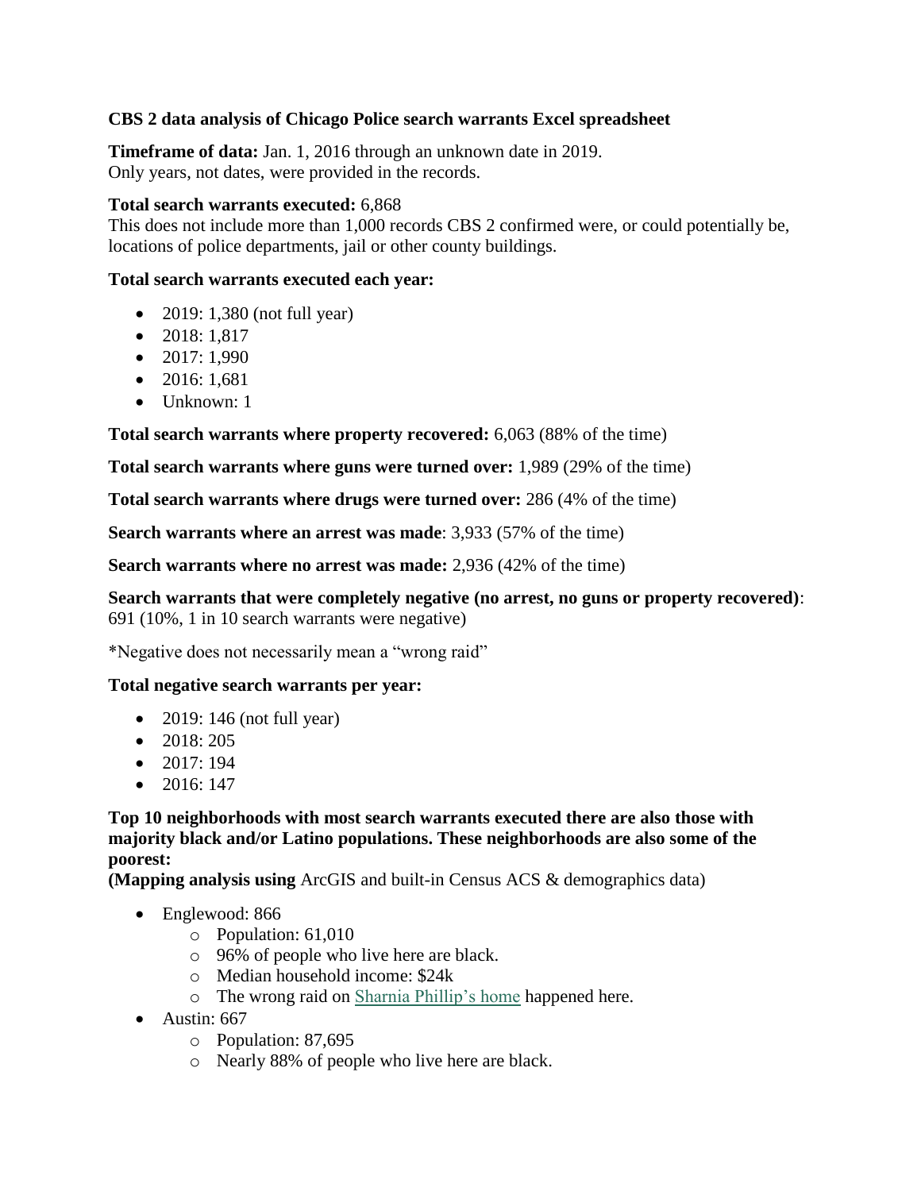**CBS 2 data analysis of Chicago Police search warrants Excel spreadsheet**

**Timeframe of data:** Jan. 1, 2016 through an unknown date in 2019.
Only years, not dates, were provided in the records.

**Total search warrants executed:** 6,868
This does not include more than 1,000 records CBS 2 confirmed were, or could potentially be, locations of police departments, jail or other county buildings.

**Total search warrants executed each year:**

- 2019: 1,380 (not full year)
- 2018: 1,817
- 2017: 1,990
- 2016: 1,681
- Unknown: 1

**Total search warrants where property recovered:** 6,063 (88% of the time)

**Total search warrants where guns were turned over:** 1,989 (29% of the time)

**Total search warrants where drugs were turned over:** 286 (4% of the time)

**Search warrants where an arrest was made**: 3,933 (57% of the time)

**Search warrants where no arrest was made:** 2,936 (42% of the time)

**Search warrants that were completely negative (no arrest, no guns or property recovered)**: 691 (10%, 1 in 10 search warrants were negative)

*Negative does not necessarily mean a "wrong raid"

**Total negative search warrants per year:**

- 2019: 146 (not full year)
- 2018: 205
- 2017: 194
- 2016: 147

**Top 10 neighborhoods with most search warrants executed there are also those with majority black and/or Latino populations. These neighborhoods are also some of the poorest:**
**(Mapping analysis using** ArcGIS and built-in Census ACS & demographics data)

- Englewood: 866
  - Population: 61,010
  - 96% of people who live here are black.
  - Median household income: $24k
  - The wrong raid on Sharnia Phillip's home happened here.
- Austin: 667
  - Population: 87,695
  - Nearly 88% of people who live here are black.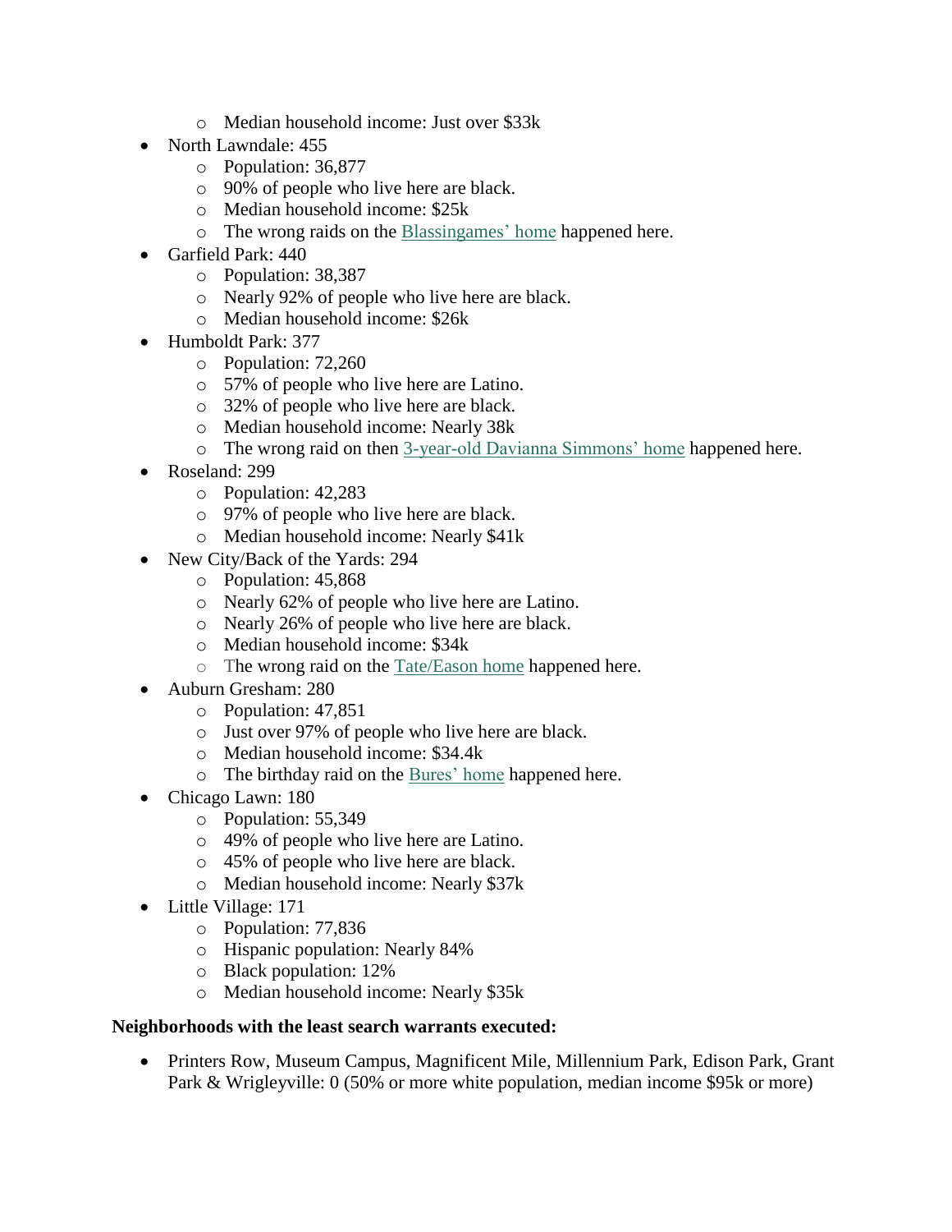- Median household income: Just over $33k
- North Lawndale: 455
    - Population: 36,877
    - 90% of people who live here are black.
    - Median household income: $25k
    - The wrong raids on the Blassingames' home happened here.
- Garfield Park: 440
    - Population: 38,387
    - Nearly 92% of people who live here are black.
    - Median household income: $26k
- Humboldt Park: 377
    - Population: 72,260
    - 57% of people who live here are Latino.
    - 32% of people who live here are black.
    - Median household income: Nearly 38k
    - The wrong raid on then 3-year-old Davianna Simmons' home happened here.
- Roseland: 299
    - Population: 42,283
    - 97% of people who live here are black.
    - Median household income: Nearly $41k
- New City/Back of the Yards: 294
    - Population: 45,868
    - Nearly 62% of people who live here are Latino.
    - Nearly 26% of people who live here are black.
    - Median household income: $34k
    - The wrong raid on the Tate/Eason home happened here.
- Auburn Gresham: 280
    - Population: 47,851
    - Just over 97% of people who live here are black.
    - Median household income: $34.4k
    - The birthday raid on the Bures' home happened here.
- Chicago Lawn: 180
    - Population: 55,349
    - 49% of people who live here are Latino.
    - 45% of people who live here are black.
    - Median household income: Nearly $37k
- Little Village: 171
    - Population: 77,836
    - Hispanic population: Nearly 84%
    - Black population: 12%
    - Median household income: Nearly $35k

**Neighborhoods with the least search warrants executed:**

- Printers Row, Museum Campus, Magnificent Mile, Millennium Park, Edison Park, Grant Park & Wrigleyville: 0 (50% or more white population, median income $95k or more)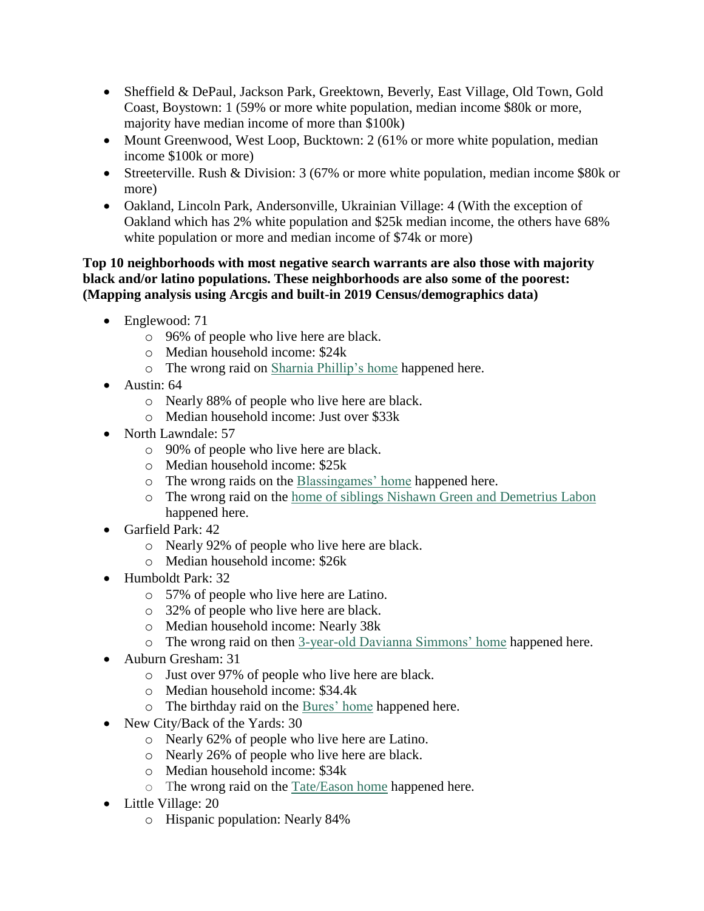- Sheffield & DePaul, Jackson Park, Greektown, Beverly, East Village, Old Town, Gold Coast, Boystown: 1 (59% or more white population, median income $80k or more, majority have median income of more than $100k)
- Mount Greenwood, West Loop, Bucktown: 2 (61% or more white population, median income $100k or more)
- Streeterville. Rush & Division: 3 (67% or more white population, median income $80k or more)
- Oakland, Lincoln Park, Andersonville, Ukrainian Village: 4 (With the exception of Oakland which has 2% white population and $25k median income, the others have 68% white population or more and median income of $74k or more)

**Top 10 neighborhoods with most negative search warrants are also those with majority black and/or latino populations. These neighborhoods are also some of the poorest: (Mapping analysis using Arcgis and built-in 2019 Census/demographics data)**

- Englewood: 71
  - 96% of people who live here are black.
  - Median household income: $24k
  - The wrong raid on Sharnia Phillip's home happened here.
- Austin: 64
  - Nearly 88% of people who live here are black.
  - Median household income: Just over $33k
- North Lawndale: 57
  - 90% of people who live here are black.
  - Median household income: $25k
  - The wrong raids on the Blassingames' home happened here.
  - The wrong raid on the home of siblings Nishawn Green and Demetrius Labon happened here.
- Garfield Park: 42
  - Nearly 92% of people who live here are black.
  - Median household income: $26k
- Humboldt Park: 32
  - 57% of people who live here are Latino.
  - 32% of people who live here are black.
  - Median household income: Nearly 38k
  - The wrong raid on then 3-year-old Davianna Simmons' home happened here.
- Auburn Gresham: 31
  - Just over 97% of people who live here are black.
  - Median household income: $34.4k
  - The birthday raid on the Bures' home happened here.
- New City/Back of the Yards: 30
  - Nearly 62% of people who live here are Latino.
  - Nearly 26% of people who live here are black.
  - Median household income: $34k
  - The wrong raid on the Tate/Eason home happened here.
- Little Village: 20
  - Hispanic population: Nearly 84%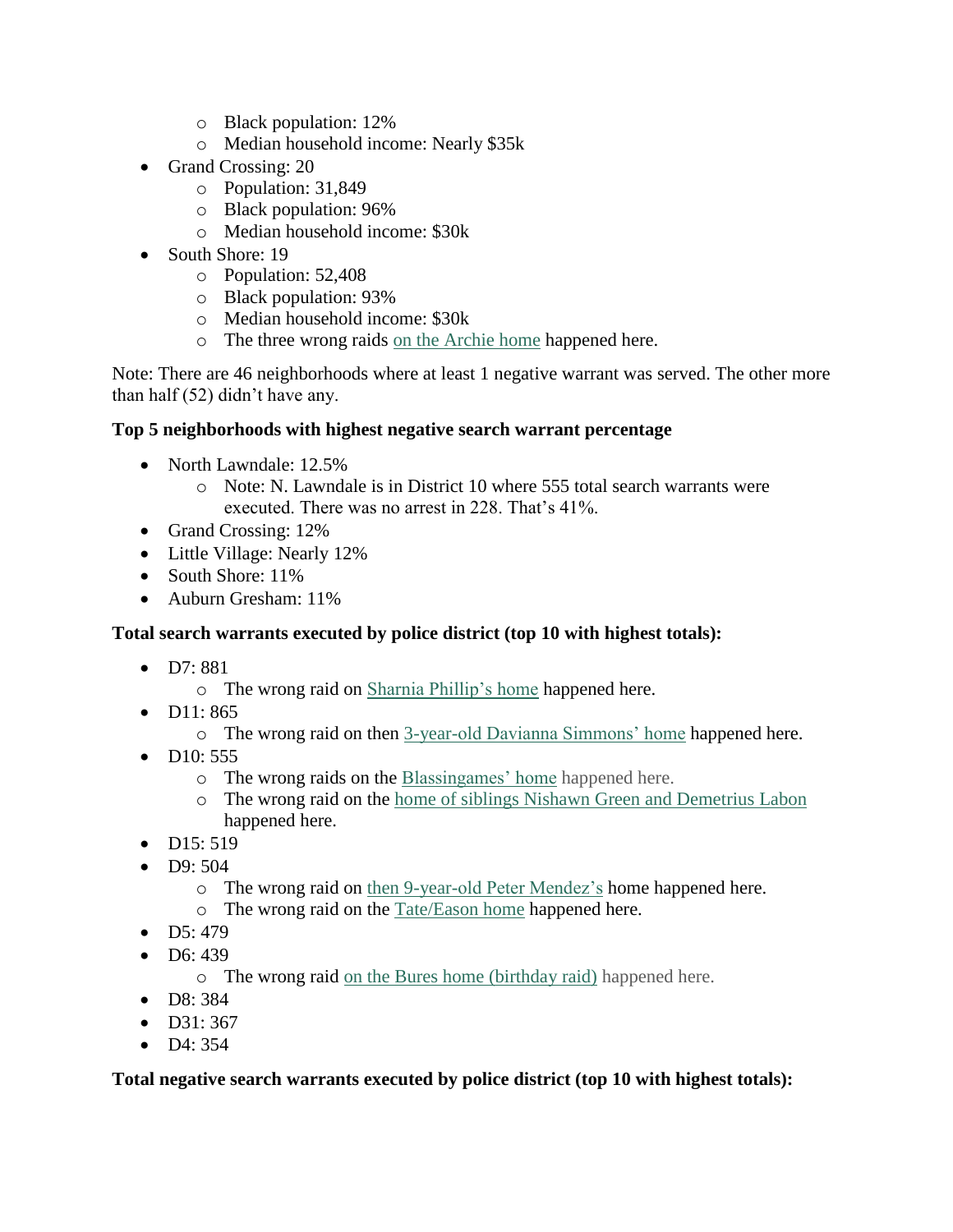- Black population: 12%
    - Median household income: Nearly $35k
- Grand Crossing: 20
    - Population: 31,849
    - Black population: 96%
    - Median household income: $30k
- South Shore: 19
    - Population: 52,408
    - Black population: 93%
    - Median household income: $30k
    - The three wrong raids on the Archie home happened here.

Note: There are 46 neighborhoods where at least 1 negative warrant was served. The other more than half (52) didn't have any.

**Top 5 neighborhoods with highest negative search warrant percentage**

- North Lawndale: 12.5%
    - Note: N. Lawndale is in District 10 where 555 total search warrants were executed. There was no arrest in 228. That's 41%.
- Grand Crossing: 12%
- Little Village: Nearly 12%
- South Shore: 11%
- Auburn Gresham: 11%

**Total search warrants executed by police district (top 10 with highest totals):**

- D7: 881
    - The wrong raid on Sharnia Phillip's home happened here.
- D11: 865
    - The wrong raid on then 3-year-old Davianna Simmons' home happened here.
- D10: 555
    - The wrong raids on the Blassingames' home happened here.
    - The wrong raid on the home of siblings Nishawn Green and Demetrius Labon happened here.
- D15: 519
- D9: 504
    - The wrong raid on then 9-year-old Peter Mendez's home happened here.
    - The wrong raid on the Tate/Eason home happened here.
- D5: 479
- D6: 439
    - The wrong raid on the Bures home (birthday raid) happened here.
- D8: 384
- D31: 367
- D4: 354

**Total negative search warrants executed by police district (top 10 with highest totals):**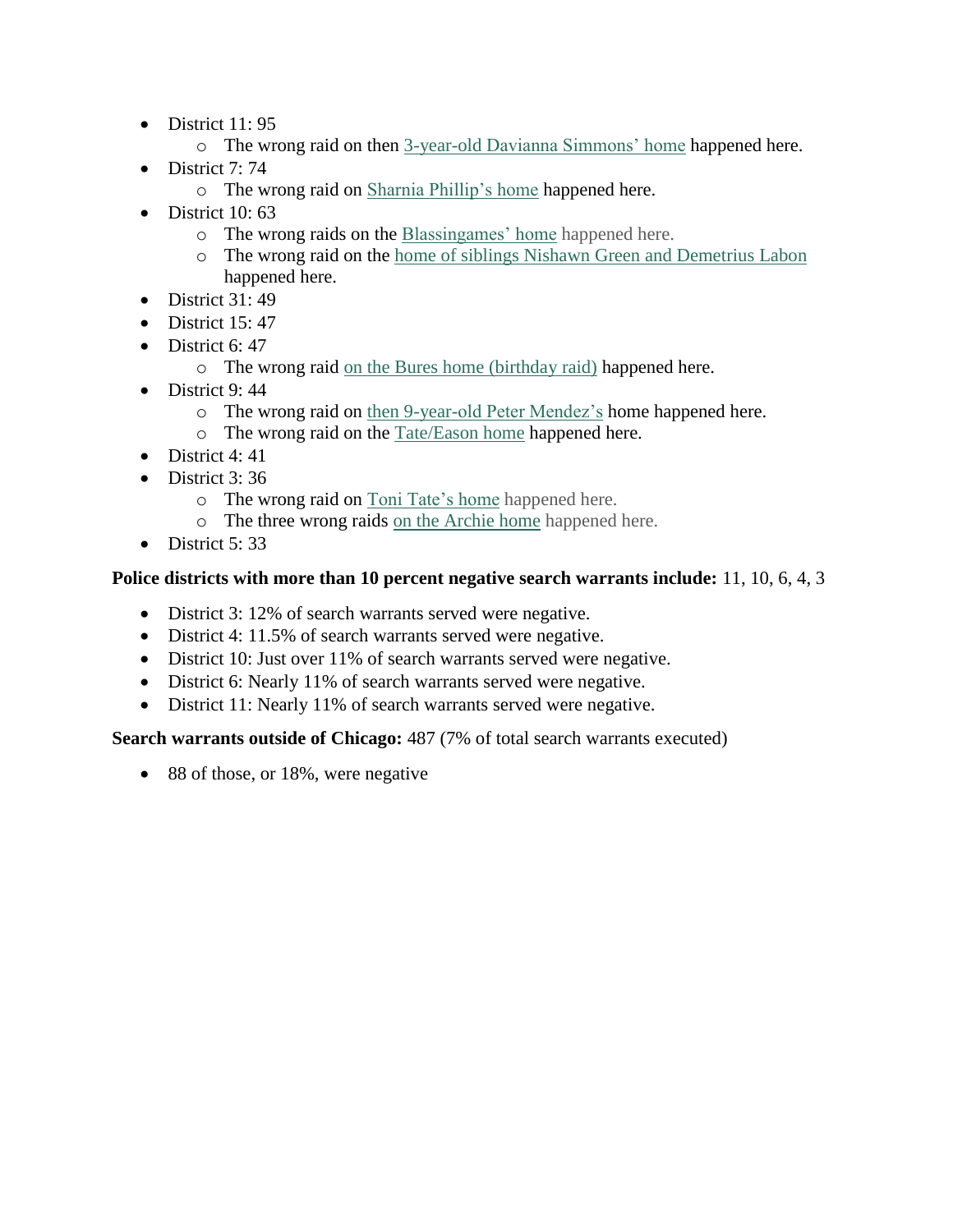- District 11: 95
  - The wrong raid on then 3-year-old Davianna Simmons' home happened here.
- District 7: 74
  - The wrong raid on Sharnia Phillip's home happened here.
- District 10: 63
  - The wrong raids on the Blassingames' home happened here.
  - The wrong raid on the home of siblings Nishawn Green and Demetrius Labon happened here.
- District 31: 49
- District 15: 47
- District 6: 47
  - The wrong raid on the Bures home (birthday raid) happened here.
- District 9: 44
  - The wrong raid on then 9-year-old Peter Mendez's home happened here.
  - The wrong raid on the Tate/Eason home happened here.
- District 4: 41
- District 3: 36
  - The wrong raid on Toni Tate's home happened here.
  - The three wrong raids on the Archie home happened here.
- District 5: 33

**Police districts with more than 10 percent negative search warrants include:** 11, 10, 6, 4, 3

- District 3: 12% of search warrants served were negative.
- District 4: 11.5% of search warrants served were negative.
- District 10: Just over 11% of search warrants served were negative.
- District 6: Nearly 11% of search warrants served were negative.
- District 11: Nearly 11% of search warrants served were negative.

**Search warrants outside of Chicago:** 487 (7% of total search warrants executed)

- 88 of those, or 18%, were negative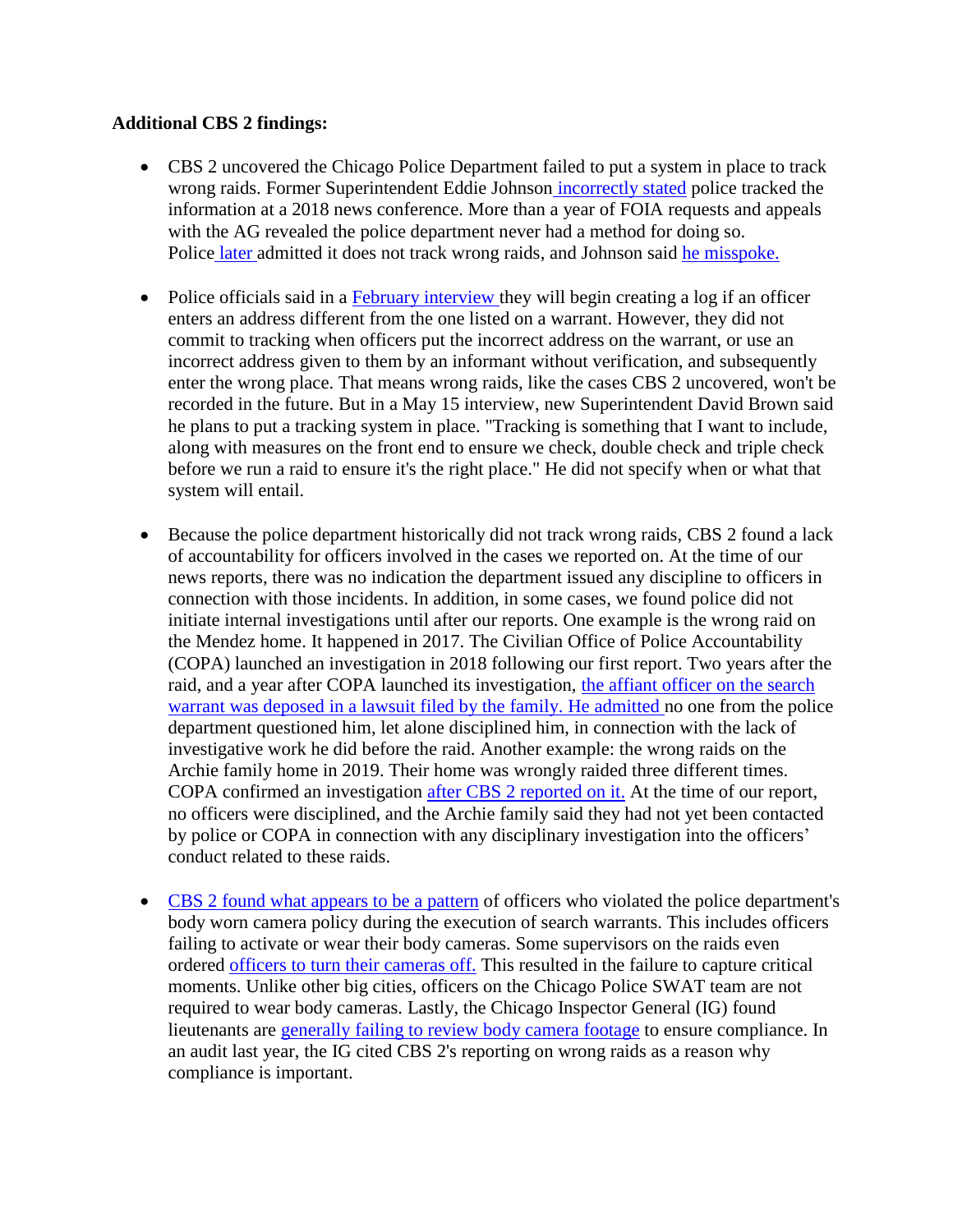**Additional CBS 2 findings:**

- CBS 2 uncovered the Chicago Police Department failed to put a system in place to track wrong raids. Former Superintendent Eddie Johnson incorrectly stated police tracked the information at a 2018 news conference. More than a year of FOIA requests and appeals with the AG revealed the police department never had a method for doing so. Police later admitted it does not track wrong raids, and Johnson said he misspoke.

- Police officials said in a February interview they will begin creating a log if an officer enters an address different from the one listed on a warrant. However, they did not commit to tracking when officers put the incorrect address on the warrant, or use an incorrect address given to them by an informant without verification, and subsequently enter the wrong place. That means wrong raids, like the cases CBS 2 uncovered, won't be recorded in the future. But in a May 15 interview, new Superintendent David Brown said he plans to put a tracking system in place. "Tracking is something that I want to include, along with measures on the front end to ensure we check, double check and triple check before we run a raid to ensure it's the right place." He did not specify when or what that system will entail.

- Because the police department historically did not track wrong raids, CBS 2 found a lack of accountability for officers involved in the cases we reported on. At the time of our news reports, there was no indication the department issued any discipline to officers in connection with those incidents. In addition, in some cases, we found police did not initiate internal investigations until after our reports. One example is the wrong raid on the Mendez home. It happened in 2017. The Civilian Office of Police Accountability (COPA) launched an investigation in 2018 following our first report. Two years after the raid, and a year after COPA launched its investigation, the affiant officer on the search warrant was deposed in a lawsuit filed by the family. He admitted no one from the police department questioned him, let alone disciplined him, in connection with the lack of investigative work he did before the raid. Another example: the wrong raids on the Archie family home in 2019. Their home was wrongly raided three different times. COPA confirmed an investigation after CBS 2 reported on it. At the time of our report, no officers were disciplined, and the Archie family said they had not yet been contacted by police or COPA in connection with any disciplinary investigation into the officers' conduct related to these raids.

- CBS 2 found what appears to be a pattern of officers who violated the police department's body worn camera policy during the execution of search warrants. This includes officers failing to activate or wear their body cameras. Some supervisors on the raids even ordered officers to turn their cameras off. This resulted in the failure to capture critical moments. Unlike other big cities, officers on the Chicago Police SWAT team are not required to wear body cameras. Lastly, the Chicago Inspector General (IG) found lieutenants are generally failing to review body camera footage to ensure compliance. In an audit last year, the IG cited CBS 2's reporting on wrong raids as a reason why compliance is important.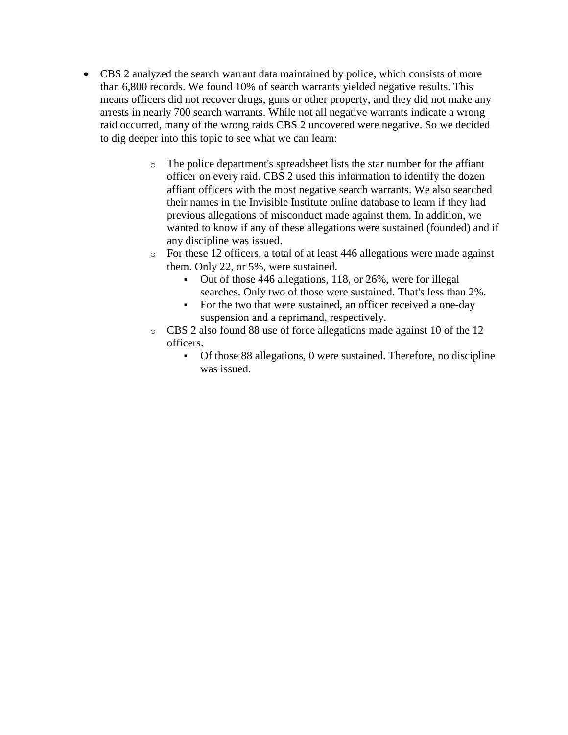- CBS 2 analyzed the search warrant data maintained by police, which consists of more than 6,800 records. We found 10% of search warrants yielded negative results. This means officers did not recover drugs, guns or other property, and they did not make any arrests in nearly 700 search warrants. While not all negative warrants indicate a wrong raid occurred, many of the wrong raids CBS 2 uncovered were negative. So we decided to dig deeper into this topic to see what we can learn:
    - The police department's spreadsheet lists the star number for the affiant officer on every raid. CBS 2 used this information to identify the dozen affiant officers with the most negative search warrants. We also searched their names in the Invisible Institute online database to learn if they had previous allegations of misconduct made against them. In addition, we wanted to know if any of these allegations were sustained (founded) and if any discipline was issued.
    - For these 12 officers, a total of at least 446 allegations were made against them. Only 22, or 5%, were sustained.
        - Out of those 446 allegations, 118, or 26%, were for illegal searches. Only two of those were sustained. That's less than 2%.
        - For the two that were sustained, an officer received a one-day suspension and a reprimand, respectively.
    - CBS 2 also found 88 use of force allegations made against 10 of the 12 officers.
        - Of those 88 allegations, 0 were sustained. Therefore, no discipline was issued.